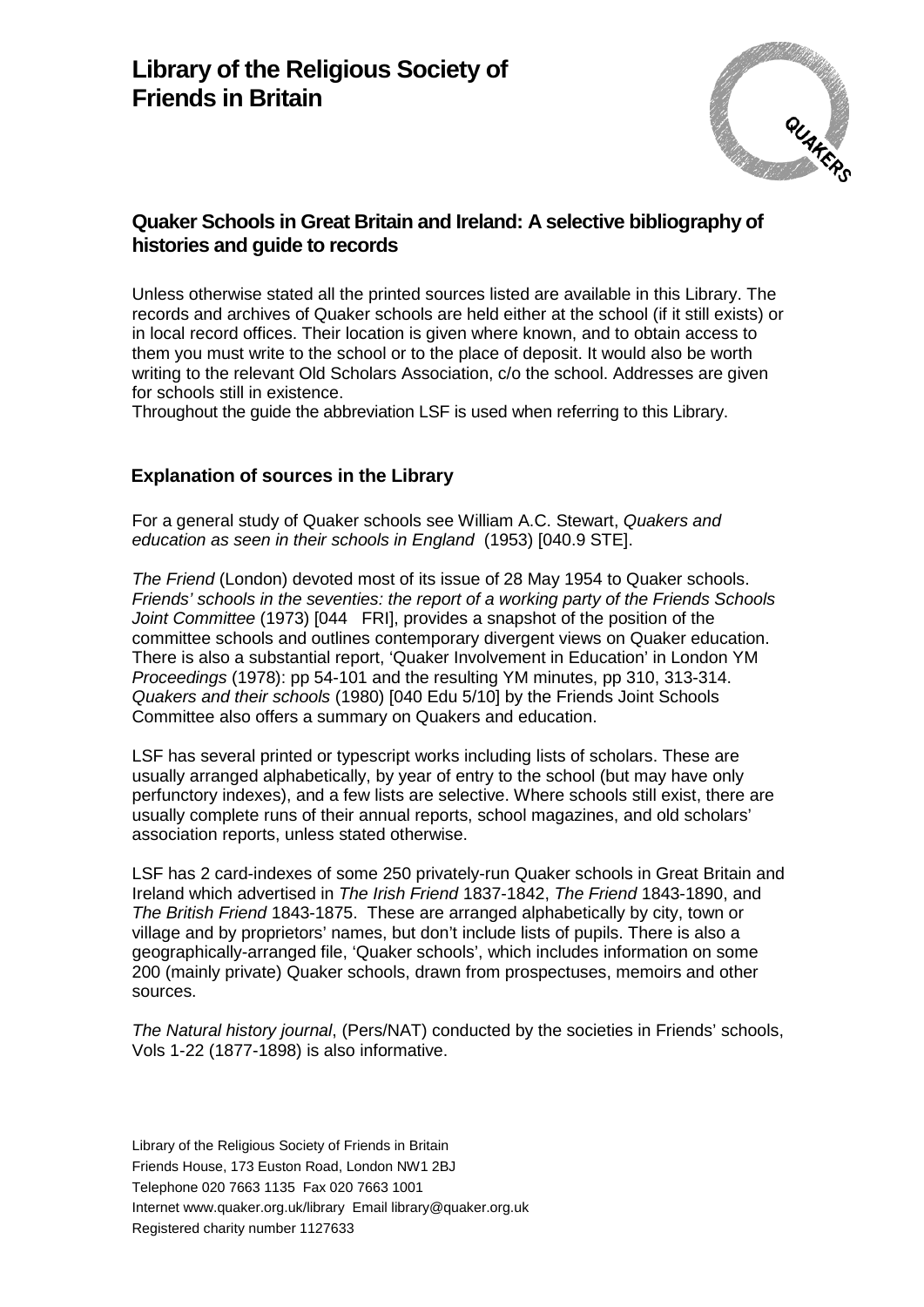# Library of the Religious Society of Friends in Britain

## Quaker Schools in Great Britain and Ireland: A selective bibliography of histories and guide to records

Unless otherwise stated all the printed sources listed are available in this Library. The records and archives of Quaker schools are held either at the school (if it still exists) or in local record offices. Their location is given where known, and to obtain access to them you must write to the school or to the place of deposit. It would also be worth writing to the relevant Old Scholars Association, c/o the school. Addresses are given for schools still in existence.

Throughout the guide the abbreviation LSF is used when referring to this Library.

### Explanation of sources in the Library

For a general study of Quaker schools see William A.C. Stewart, *Quakers and education as seen in their schools in England* (1953) [040.9 STE].

*The Friend* (London) devoted most of its issue of 28 May 1954 to Quaker schools. *Friends' schools in the seventies: the report of a working party of the Friends Schools Joint Committee* (1973) [044 FRI], provides a snapshot of the position of the committee schools and outlines contemporary divergent views on Quaker education. There is also a substantial report, 'Quaker Involvement in Education' in London YM *Proceedings* (1978): pp 54-101 and the resulting YM minutes, pp 310, 313-314. *Quakers and their schools* (1980) [040 Edu 5/10] by the Friends Joint Schools Committee also offers a summary on Quakers and education.

LSF has several printed or typescript works including lists of scholars. These are usually arranged alphabetically, by year of entry to the school (but may have only perfunctory indexes), and a few lists are selective. Where schools still exist, there are usually complete runs of their annual reports, school magazines, and old scholars' association reports, unless stated otherwise.

LSF has 2 card-indexes of some 250 privately-run Quaker schools in Great Britain and Ireland which advertised in *The Irish Friend* 1837-1842, *The Friend* 1843-1890, and *The British Friend* 1843-1875. These are arranged alphabetically by city, town or village and by proprietors' names, but don't include lists of pupils. There is also a geographically-arranged file, 'Quaker schools', which includes information on some 200 (mainly private) Quaker schools, drawn from prospectuses, memoirs and other sources.

*The Natural history journal*, (Pers/NAT) conducted by the societies in Friends' schools, Vols 1-22 (1877-1898) is also informative.

Library of the Religious Society of Friends in Britain
Friends House, 173 Euston Road, London NW1 2BJ
Telephone 020 7663 1135 Fax 020 7663 1001
Internet www.quaker.org.uk/library Email library@quaker.org.uk
Registered charity number 1127633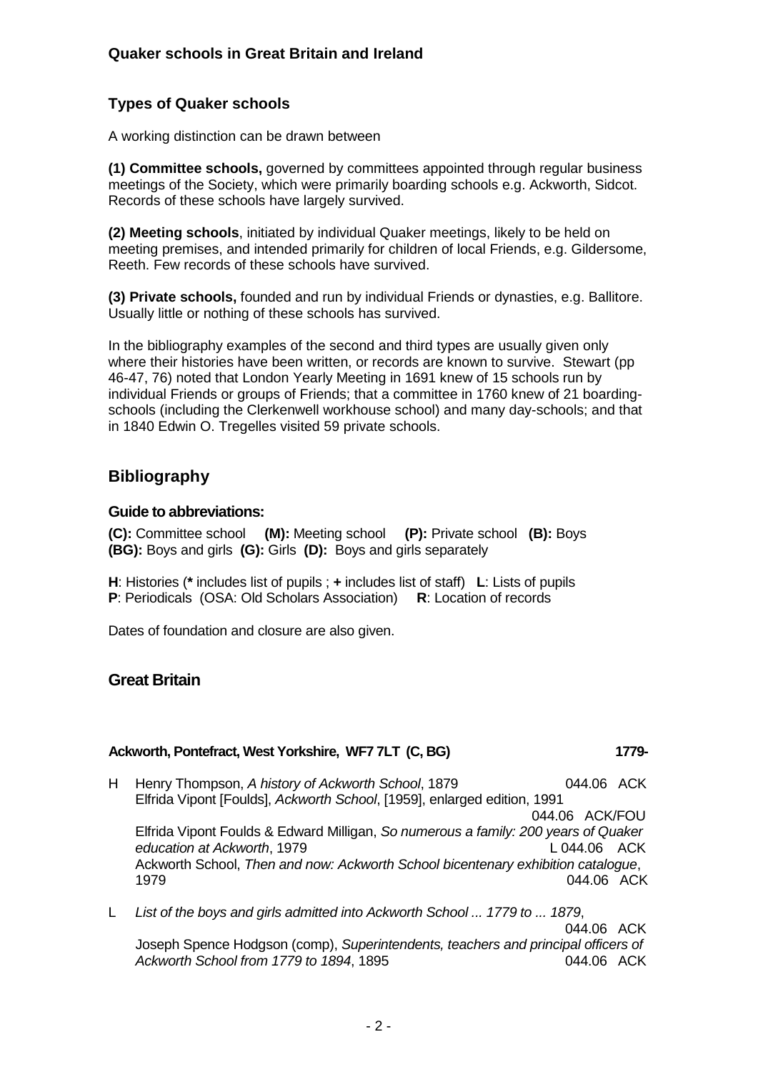## Quaker schools in Great Britain and Ireland

### Types of Quaker schools

A working distinction can be drawn between

**(1) Committee schools,** governed by committees appointed through regular business meetings of the Society, which were primarily boarding schools e.g. Ackworth, Sidcot. Records of these schools have largely survived.

**(2) Meeting schools**, initiated by individual Quaker meetings, likely to be held on meeting premises, and intended primarily for children of local Friends, e.g. Gildersome, Reeth. Few records of these schools have survived.

**(3) Private schools,** founded and run by individual Friends or dynasties, e.g. Ballitore. Usually little or nothing of these schools has survived.

In the bibliography examples of the second and third types are usually given only where their histories have been written, or records are known to survive. Stewart (pp 46-47, 76) noted that London Yearly Meeting in 1691 knew of 15 schools run by individual Friends or groups of Friends; that a committee in 1760 knew of 21 boarding-schools (including the Clerkenwell workhouse school) and many day-schools; and that in 1840 Edwin O. Tregelles visited 59 private schools.

## Bibliography

### Guide to abbreviations:

**(C):** Committee school **(M):** Meeting school **(P):** Private school **(B):** Boys
**(BG):** Boys and girls **(G):** Girls **(D):** Boys and girls separately

**H**: Histories (**\*** includes list of pupils ; **+** includes list of staff) **L**: Lists of pupils
**P**: Periodicals (OSA: Old Scholars Association) **R**: Location of records

Dates of foundation and closure are also given.

## Great Britain

#### Ackworth, Pontefract, West Yorkshire, WF7 7LT (C, BG) 1779-

H Henry Thompson, *A history of Ackworth School*, 1879 — 044.06 ACK
Elfrida Vipont [Foulds], *Ackworth School*, [1959], enlarged edition, 1991 — 044.06 ACK/FOU
Elfrida Vipont Foulds & Edward Milligan, *So numerous a family: 200 years of Quaker education at Ackworth*, 1979 — L 044.06 ACK
Ackworth School, *Then and now: Ackworth School bicentenary exhibition catalogue*, 1979 — 044.06 ACK

L *List of the boys and girls admitted into Ackworth School ... 1779 to ... 1879*, — 044.06 ACK
Joseph Spence Hodgson (comp), *Superintendents, teachers and principal officers of Ackworth School from 1779 to 1894*, 1895 — 044.06 ACK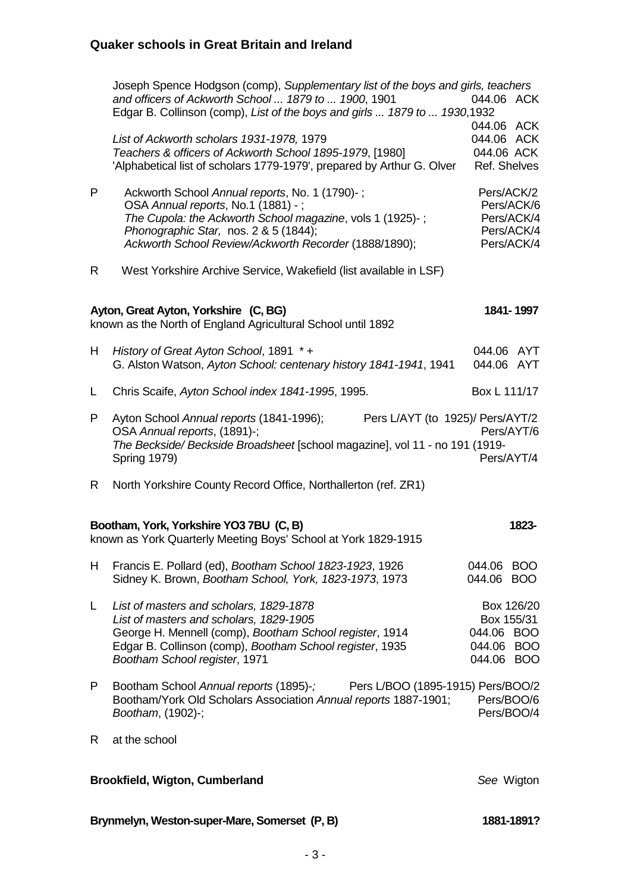| | | |
|---|---|---|
| | Joseph Spence Hodgson (comp), *Supplementary list of the boys and girls, teachers and officers of Ackworth School ... 1879 to ... 1900*, 1901 | 044.06 ACK |
| | Edgar B. Collinson (comp), *List of the boys and girls ... 1879 to ... 1930*,1932 | 044.06 ACK |
| | *List of Ackworth scholars 1931-1978,* 1979 | 044.06 ACK |
| | *Teachers & officers of Ackworth School 1895-1979*, [1980] | 044.06 ACK |
| | 'Alphabetical list of scholars 1779-1979', prepared by Arthur G. Olver | Ref. Shelves |
| P | Ackworth School *Annual reports*, No. 1 (1790)- ; | Pers/ACK/2 |
| | OSA *Annual reports*, No.1 (1881) - ; | Pers/ACK/6 |
| | *The Cupola: the Ackworth School magazine*, vols 1 (1925)- ; | Pers/ACK/4 |
| | *Phonographic Star,* nos. 2 & 5 (1844); | Pers/ACK/4 |
| | *Ackworth School Review/Ackworth Recorder* (1888/1890); | Pers/ACK/4 |
| R | West Yorkshire Archive Service, Wakefield (list available in LSF) | |

**Ayton, Great Ayton, Yorkshire (C, BG)** **1841- 1997**

known as the North of England Agricultural School until 1892

| | | |
|---|---|---|
| H | *History of Great Ayton School*, 1891 * + | 044.06 AYT |
| | G. Alston Watson, *Ayton School: centenary history 1841-1941*, 1941 | 044.06 AYT |
| L | Chris Scaife, *Ayton School index 1841-1995*, 1995. | Box L 111/17 |
| P | Ayton School *Annual reports* (1841-1996); | Pers L/AYT (to 1925)/ Pers/AYT/2 |
| | OSA *Annual reports*, (1891)-; | Pers/AYT/6 |
| | *The Beckside/ Beckside Broadsheet* [school magazine], vol 11 - no 191 (1919-Spring 1979) | Pers/AYT/4 |
| R | North Yorkshire County Record Office, Northallerton (ref. ZR1) | |

**Bootham, York, Yorkshire YO3 7BU (C, B)** **1823-**

known as York Quarterly Meeting Boys' School at York 1829-1915

| | | |
|---|---|---|
| H | Francis E. Pollard (ed), *Bootham School 1823-1923*, 1926 | 044.06 BOO |
| | Sidney K. Brown, *Bootham School, York, 1823-1973*, 1973 | 044.06 BOO |
| L | *List of masters and scholars, 1829-1878* | Box 126/20 |
| | *List of masters and scholars, 1829-1905* | Box 155/31 |
| | George H. Mennell (comp), *Bootham School register*, 1914 | 044.06 BOO |
| | Edgar B. Collinson (comp), *Bootham School register*, 1935 | 044.06 BOO |
| | *Bootham School register*, 1971 | 044.06 BOO |
| P | Bootham School *Annual reports* (1895)-*;* | Pers L/BOO (1895-1915) Pers/BOO/2 |
| | Bootham/York Old Scholars Association *Annual reports* 1887-1901; | Pers/BOO/6 |
| | *Bootham*, (1902)-; | Pers/BOO/4 |
| R | at the school | |

**Brookfield, Wigton, Cumberland** *See* Wigton

**Brynmelyn, Weston-super-Mare, Somerset (P, B)** **1881-1891?**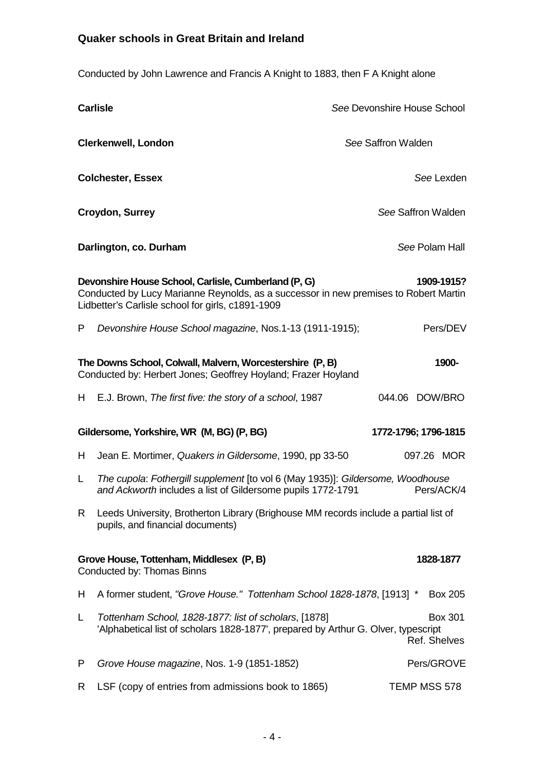## Quaker schools in Great Britain and Ireland

Conducted by John Lawrence and Francis A Knight to 1883, then F A Knight alone

**Carlisle** — *See* Devonshire House School

**Clerkenwell, London** — *See* Saffron Walden

**Colchester, Essex** — *See* Lexden

**Croydon, Surrey** — *See* Saffron Walden

**Darlington, co. Durham** — *See* Polam Hall

**Devonshire House School, Carlisle, Cumberland (P, G)** — **1909-1915?**
Conducted by Lucy Marianne Reynolds, as a successor in new premises to Robert Martin Lidbetter's Carlisle school for girls, c1891-1909

P *Devonshire House School magazine*, Nos.1-13 (1911-1915); — Pers/DEV

**The Downs School, Colwall, Malvern, Worcestershire (P, B)** — **1900-**
Conducted by: Herbert Jones; Geoffrey Hoyland; Frazer Hoyland

H E.J. Brown, *The first five: the story of a school*, 1987 — 044.06 DOW/BRO

**Gildersome, Yorkshire, WR (M, BG) (P, BG)** — **1772-1796; 1796-1815**

H Jean E. Mortimer, *Quakers in Gildersome*, 1990, pp 33-50 — 097.26 MOR

L *The cupola*: *Fothergill supplement* [to vol 6 (May 1935)]: *Gildersome, Woodhouse and Ackworth* includes a list of Gildersome pupils 1772-1791 — Pers/ACK/4

R Leeds University, Brotherton Library (Brighouse MM records include a partial list of pupils, and financial documents)

**Grove House, Tottenham, Middlesex (P, B)** — **1828-1877**
Conducted by: Thomas Binns

H A former student, *"Grove House." Tottenham School 1828-1878*, [1913] * — Box 205

L *Tottenham School, 1828-1877: list of scholars*, [1878] — Box 301
'Alphabetical list of scholars 1828-1877', prepared by Arthur G. Olver, typescript — Ref. Shelves

P *Grove House magazine*, Nos. 1-9 (1851-1852) — Pers/GROVE

R LSF (copy of entries from admissions book to 1865) — TEMP MSS 578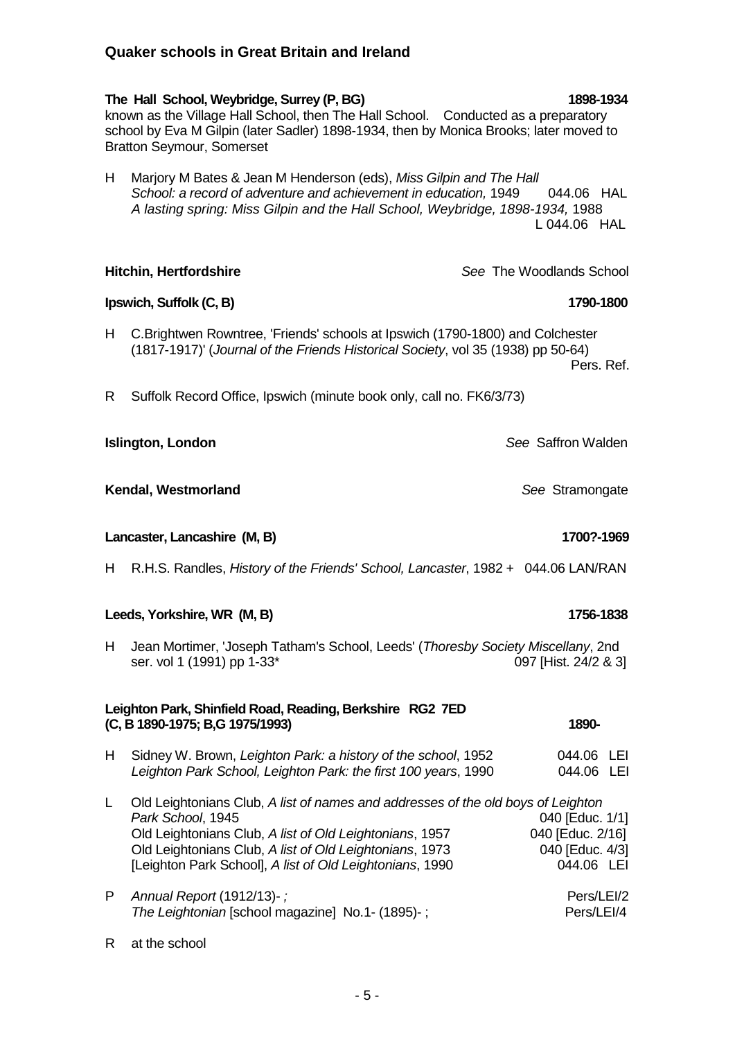## Quaker schools in Great Britain and Ireland

**The Hall School, Weybridge, Surrey (P, BG)** **1898-1934**

known as the Village Hall School, then The Hall School. Conducted as a preparatory school by Eva M Gilpin (later Sadler) 1898-1934, then by Monica Brooks; later moved to Bratton Seymour, Somerset

H Marjory M Bates & Jean M Henderson (eds), *Miss Gilpin and The Hall School: a record of adventure and achievement in education,* 1949 — 044.06 HAL
*A lasting spring: Miss Gilpin and the Hall School, Weybridge, 1898-1934,* 1988 — L 044.06 HAL

**Hitchin, Hertfordshire** *See* The Woodlands School

**Ipswich, Suffolk (C, B)** **1790-1800**

H C.Brightwen Rowntree, 'Friends' schools at Ipswich (1790-1800) and Colchester (1817-1917)' (*Journal of the Friends Historical Society*, vol 35 (1938) pp 50-64) — Pers. Ref.

R Suffolk Record Office, Ipswich (minute book only, call no. FK6/3/73)

**Islington, London** *See* Saffron Walden

**Kendal, Westmorland** *See* Stramongate

**Lancaster, Lancashire (M, B)** **1700?-1969**

H R.H.S. Randles, *History of the Friends' School, Lancaster*, 1982 + — 044.06 LAN/RAN

**Leeds, Yorkshire, WR (M, B)** **1756-1838**

H Jean Mortimer, 'Joseph Tatham's School, Leeds' (*Thoresby Society Miscellany*, 2nd ser. vol 1 (1991) pp 1-33* — 097 [Hist. 24/2 & 3]

**Leighton Park, Shinfield Road, Reading, Berkshire RG2 7ED (C, B 1890-1975; B,G 1975/1993)** **1890-**

H Sidney W. Brown, *Leighton Park: a history of the school*, 1952 — 044.06 LEI
*Leighton Park School, Leighton Park: the first 100 years*, 1990 — 044.06 LEI

L Old Leightonians Club, *A list of names and addresses of the old boys of Leighton Park School*, 1945 — 040 [Educ. 1/1]
Old Leightonians Club, *A list of Old Leightonians*, 1957 — 040 [Educ. 2/16]
Old Leightonians Club, *A list of Old Leightonians*, 1973 — 040 [Educ. 4/3]
[Leighton Park School], *A list of Old Leightonians*, 1990 — 044.06 LEI

P *Annual Report* (1912/13)- *;* — Pers/LEI/2
*The Leightonian* [school magazine] No.1- (1895)- ; — Pers/LEI/4

R at the school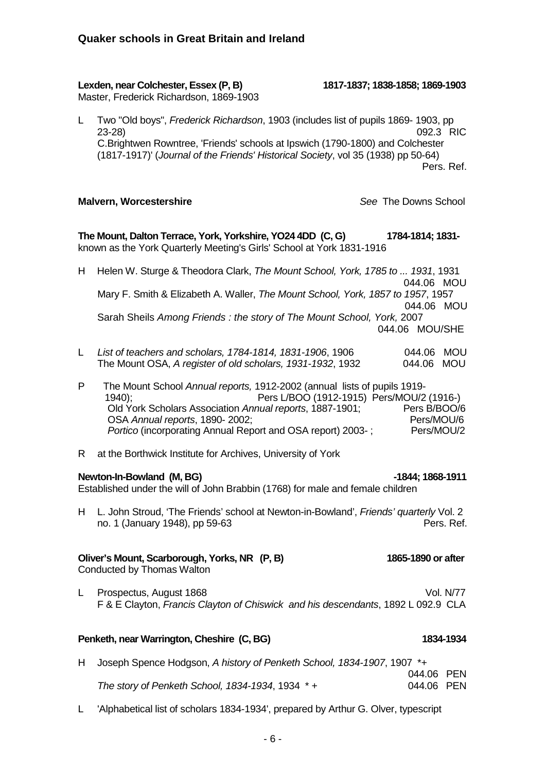## Quaker schools in Great Britain and Ireland

**Lexden, near Colchester, Essex (P, B) 1817-1837; 1838-1858; 1869-1903**
Master, Frederick Richardson, 1869-1903

L Two "Old boys", *Frederick Richardson*, 1903 (includes list of pupils 1869- 1903, pp 23-28) 092.3 RIC
C.Brightwen Rowntree, 'Friends' schools at Ipswich (1790-1800) and Colchester (1817-1917)' (*Journal of the Friends' Historical Society*, vol 35 (1938) pp 50-64) Pers. Ref.

**Malvern, Worcestershire** *See* The Downs School

**The Mount, Dalton Terrace, York, Yorkshire, YO24 4DD (C, G) 1784-1814; 1831-**
known as the York Quarterly Meeting's Girls' School at York 1831-1916

H Helen W. Sturge & Theodora Clark, *The Mount School, York, 1785 to ... 1931*, 1931 044.06 MOU
Mary F. Smith & Elizabeth A. Waller, *The Mount School, York, 1857 to 1957*, 1957 044.06 MOU
Sarah Sheils *Among Friends : the story of The Mount School, York,* 2007 044.06 MOU/SHE

L *List of teachers and scholars, 1784-1814, 1831-1906*, 1906 044.06 MOU
The Mount OSA, *A register of old scholars, 1931-1932*, 1932 044.06 MOU

P The Mount School *Annual reports,* 1912-2002 (annual lists of pupils 1919-1940); Pers L/BOO (1912-1915) Pers/MOU/2 (1916-)
Old York Scholars Association *Annual reports*, 1887-1901; Pers B/BOO/6
OSA *Annual reports*, 1890- 2002; Pers/MOU/6
*Portico* (incorporating Annual Report and OSA report) 2003- ; Pers/MOU/2

R at the Borthwick Institute for Archives, University of York

**Newton-In-Bowland (M, BG) -1844; 1868-1911**
Established under the will of John Brabbin (1768) for male and female children

H L. John Stroud, 'The Friends' school at Newton-in-Bowland', *Friends' quarterly* Vol. 2 no. 1 (January 1948), pp 59-63 Pers. Ref.

**Oliver's Mount, Scarborough, Yorks, NR (P, B) 1865-1890 or after**
Conducted by Thomas Walton

L Prospectus, August 1868 Vol. N/77
F & E Clayton, *Francis Clayton of Chiswick and his descendants*, 1892 L 092.9 CLA

**Penketh, near Warrington, Cheshire (C, BG) 1834-1934**

H Joseph Spence Hodgson, *A history of Penketh School, 1834-1907*, 1907 *+ 044.06 PEN
*The story of Penketh School, 1834-1934*, 1934 * + 044.06 PEN

L 'Alphabetical list of scholars 1834-1934', prepared by Arthur G. Olver, typescript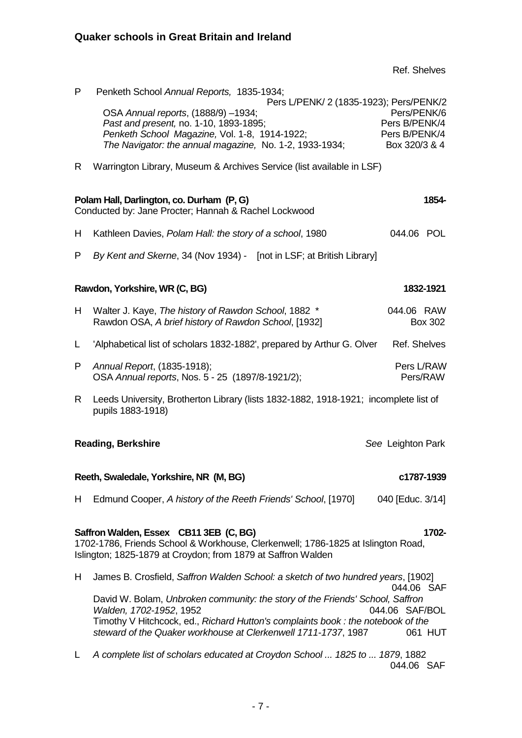Ref. Shelves

P Penketh School *Annual Reports,* 1835-1934; Pers L/PENK/ 2 (1835-1923); Pers/PENK/2
OSA *Annual reports*, (1888/9) –1934; Pers/PENK/6
*Past and present,* no. 1-10, 1893-1895; Pers B/PENK/4
*Penketh School Magazine,* Vol. 1-8, 1914-1922; Pers B/PENK/4
*The Navigator: the annual magazine,* No. 1-2, 1933-1934; Box 320/3 & 4

R Warrington Library, Museum & Archives Service (list available in LSF)

**Polam Hall, Darlington, co. Durham (P, G)** **1854-**
Conducted by: Jane Procter; Hannah & Rachel Lockwood

H Kathleen Davies, *Polam Hall: the story of a school*, 1980 044.06 POL

P *By Kent and Skerne*, 34 (Nov 1934) - [not in LSF; at British Library]

**Rawdon, Yorkshire, WR (C, BG)** **1832-1921**

H Walter J. Kaye, *The history of Rawdon School*, 1882 * 044.06 RAW
Rawdon OSA, *A brief history of Rawdon School*, [1932] Box 302

L 'Alphabetical list of scholars 1832-1882', prepared by Arthur G. Olver Ref. Shelves

P *Annual Report*, (1835-1918); Pers L/RAW
OSA *Annual reports*, Nos. 5 - 25 (1897/8-1921/2); Pers/RAW

R Leeds University, Brotherton Library (lists 1832-1882, 1918-1921; incomplete list of pupils 1883-1918)

**Reading, Berkshire** *See* Leighton Park

**Reeth, Swaledale, Yorkshire, NR (M, BG)** **c1787-1939**

H Edmund Cooper, *A history of the Reeth Friends' School*, [1970] 040 [Educ. 3/14]

**Saffron Walden, Essex CB11 3EB (C, BG)** **1702-**
1702-1786, Friends School & Workhouse, Clerkenwell; 1786-1825 at Islington Road, Islington; 1825-1879 at Croydon; from 1879 at Saffron Walden

H James B. Crosfield, *Saffron Walden School: a sketch of two hundred years*, [1902] 044.06 SAF
David W. Bolam, *Unbroken community: the story of the Friends' School, Saffron Walden, 1702-1952*, 1952 044.06 SAF/BOL
Timothy V Hitchcock, ed., *Richard Hutton's complaints book : the notebook of the steward of the Quaker workhouse at Clerkenwell 1711-1737*, 1987 061 HUT

L *A complete list of scholars educated at Croydon School ... 1825 to ... 1879*, 1882 044.06 SAF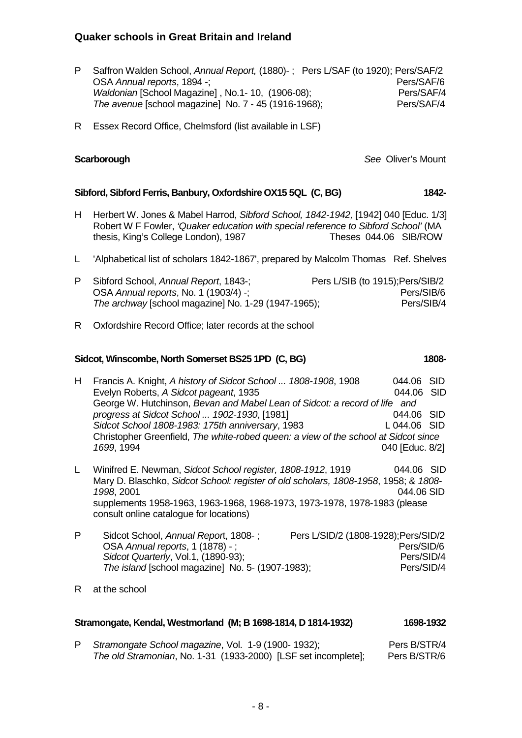## Quaker schools in Great Britain and Ireland

P Saffron Walden School, *Annual Report,* (1880)- ; Pers L/SAF (to 1920); Pers/SAF/2
OSA *Annual reports*, 1894 -; Pers/SAF/6
*Waldonian* [School Magazine] , No.1- 10, (1906-08); Pers/SAF/4
*The avenue* [school magazine] No. 7 - 45 (1916-1968); Pers/SAF/4

R Essex Record Office, Chelmsford (list available in LSF)

**Scarborough** *See* Oliver's Mount

**Sibford, Sibford Ferris, Banbury, Oxfordshire OX15 5QL (C, BG) 1842-**

H Herbert W. Jones & Mabel Harrod, *Sibford School, 1842-1942,* [1942] 040 [Educ. 1/3]
Robert W F Fowler, *'Quaker education with special reference to Sibford School'* (MA thesis, King's College London), 1987 Theses 044.06 SIB/ROW

L 'Alphabetical list of scholars 1842-1867', prepared by Malcolm Thomas Ref. Shelves

P Sibford School, *Annual Report*, 1843-; Pers L/SIB (to 1915);Pers/SIB/2
OSA *Annual reports*, No. 1 (1903/4) -; Pers/SIB/6
*The archway* [school magazine] No. 1-29 (1947-1965); Pers/SIB/4

R Oxfordshire Record Office; later records at the school

**Sidcot, Winscombe, North Somerset BS25 1PD (C, BG) 1808-**

H Francis A. Knight, *A history of Sidcot School ... 1808-1908*, 1908 044.06 SID
Evelyn Roberts, *A Sidcot pageant*, 1935 044.06 SID
George W. Hutchinson, *Bevan and Mabel Lean of Sidcot: a record of life and progress at Sidcot School ... 1902-1930*, [1981] 044.06 SID
*Sidcot School 1808-1983: 175th anniversary*, 1983 L 044.06 SID
Christopher Greenfield, *The white-robed queen: a view of the school at Sidcot since 1699*, 1994 040 [Educ. 8/2]

L Winifred E. Newman, *Sidcot School register, 1808-1912*, 1919 044.06 SID
Mary D. Blaschko, *Sidcot School: register of old scholars, 1808-1958*, 1958; & *1808-1998*, 2001 044.06 SID
supplements 1958-1963, 1963-1968, 1968-1973, 1973-1978, 1978-1983 (please consult online catalogue for locations)

P Sidcot School, *Annual Report*, 1808- ; Pers L/SID/2 (1808-1928);Pers/SID/2
OSA *Annual reports*, 1 (1878) - ; Pers/SID/6
*Sidcot Quarterly*, Vol.1, (1890-93); Pers/SID/4
*The island* [school magazine] No. 5- (1907-1983); Pers/SID/4

R at the school

**Stramongate, Kendal, Westmorland (M; B 1698-1814, D 1814-1932) 1698-1932**

P *Stramongate School magazine*, Vol. 1-9 (1900- 1932); Pers B/STR/4
*The old Stramonian*, No. 1-31 (1933-2000) [LSF set incomplete]; Pers B/STR/6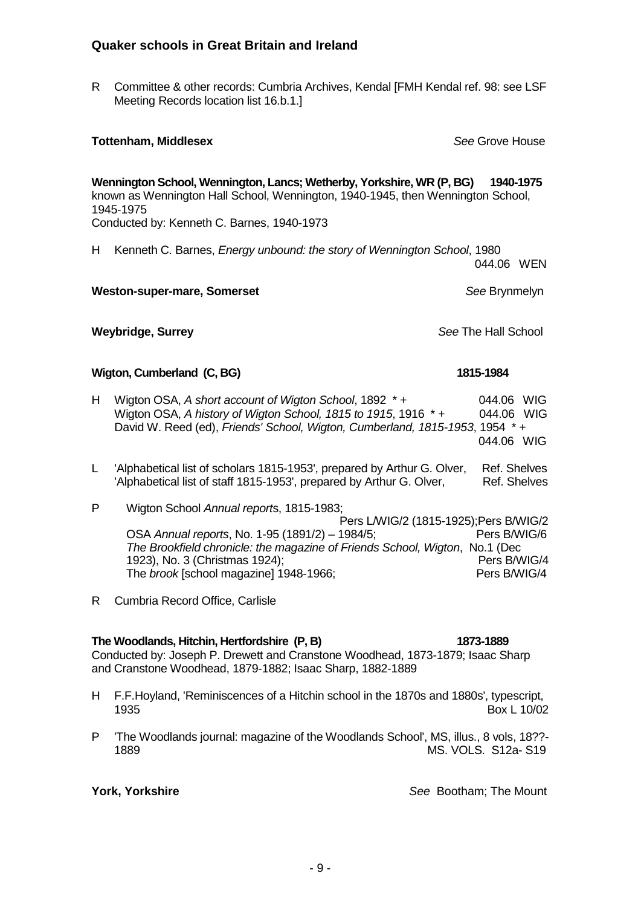R Committee & other records: Cumbria Archives, Kendal [FMH Kendal ref. 98: see LSF Meeting Records location list 16.b.1.]

**Tottenham, Middlesex** *See* Grove House

**Wennington School, Wennington, Lancs; Wetherby, Yorkshire, WR (P, BG) 1940-1975**
known as Wennington Hall School, Wennington, 1940-1945, then Wennington School, 1945-1975
Conducted by: Kenneth C. Barnes, 1940-1973

H Kenneth C. Barnes, *Energy unbound: the story of Wennington School*, 1980 — 044.06 WEN

**Weston-super-mare, Somerset** *See* Brynmelyn

**Weybridge, Surrey** *See* The Hall School

**Wigton, Cumberland (C, BG) 1815-1984**

H Wigton OSA, *A short account of Wigton School*, 1892 * + — 044.06 WIG
Wigton OSA, *A history of Wigton School, 1815 to 1915*, 1916 * + — 044.06 WIG
David W. Reed (ed), *Friends' School, Wigton, Cumberland, 1815-1953*, 1954 * + — 044.06 WIG

L 'Alphabetical list of scholars 1815-1953', prepared by Arthur G. Olver, — Ref. Shelves
'Alphabetical list of staff 1815-1953', prepared by Arthur G. Olver, — Ref. Shelves

P Wigton School *Annual reports*, 1815-1983; — Pers L/WIG/2 (1815-1925);Pers B/WIG/2
OSA *Annual reports*, No. 1-95 (1891/2) – 1984/5; — Pers B/WIG/6
*The Brookfield chronicle: the magazine of Friends School, Wigton*, No.1 (Dec 1923), No. 3 (Christmas 1924); — Pers B/WIG/4
The *brook* [school magazine] 1948-1966; — Pers B/WIG/4

R Cumbria Record Office, Carlisle

**The Woodlands, Hitchin, Hertfordshire (P, B) 1873-1889**
Conducted by: Joseph P. Drewett and Cranstone Woodhead, 1873-1879; Isaac Sharp and Cranstone Woodhead, 1879-1882; Isaac Sharp, 1882-1889

H F.F.Hoyland, 'Reminiscences of a Hitchin school in the 1870s and 1880s', typescript, 1935 — Box L 10/02

P 'The Woodlands journal: magazine of the Woodlands School', MS, illus., 8 vols, 18??-1889 — MS. VOLS. S12a- S19

**York, Yorkshire** *See* Bootham; The Mount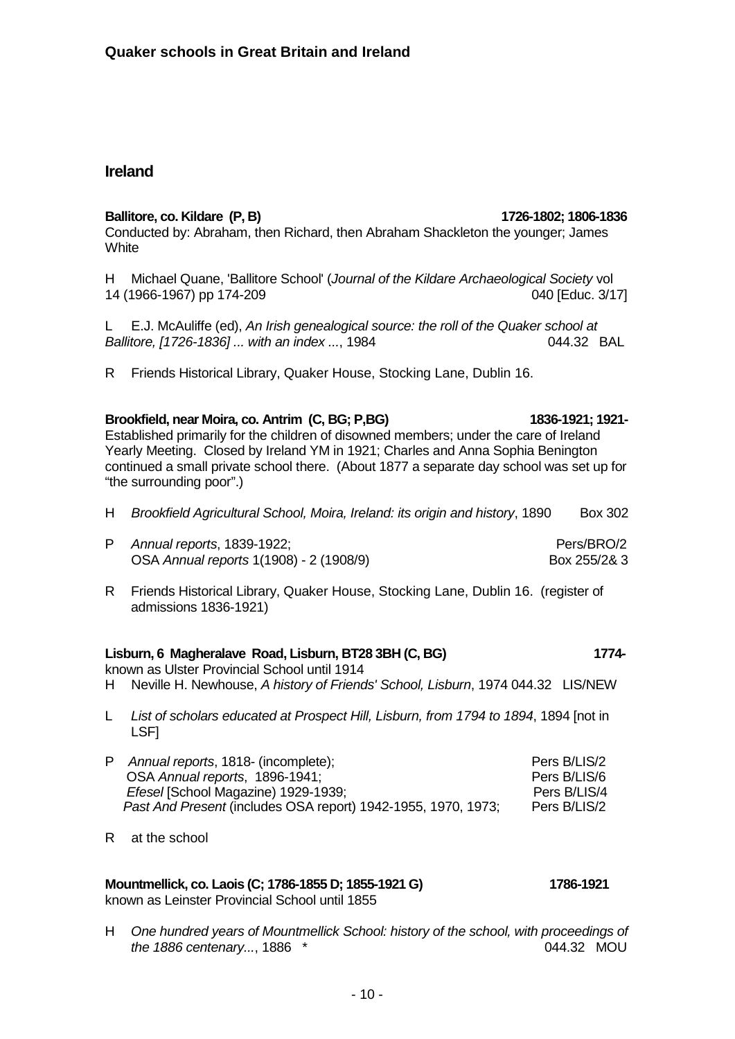## Ireland

**Ballitore, co. Kildare (P, B)** **1726-1802; 1806-1836**
Conducted by: Abraham, then Richard, then Abraham Shackleton the younger; James White

H Michael Quane, 'Ballitore School' (*Journal of the Kildare Archaeological Society* vol 14 (1966-1967) pp 174-209 040 [Educ. 3/17]

L E.J. McAuliffe (ed), *An Irish genealogical source: the roll of the Quaker school at Ballitore, [1726-1836] ... with an index ...*, 1984 044.32 BAL

R Friends Historical Library, Quaker House, Stocking Lane, Dublin 16.

**Brookfield, near Moira, co. Antrim (C, BG; P,BG)** **1836-1921; 1921-**
Established primarily for the children of disowned members; under the care of Ireland Yearly Meeting. Closed by Ireland YM in 1921; Charles and Anna Sophia Benington continued a small private school there. (About 1877 a separate day school was set up for "the surrounding poor".)

H *Brookfield Agricultural School, Moira, Ireland: its origin and history*, 1890 Box 302

P *Annual reports*, 1839-1922; Pers/BRO/2
OSA *Annual reports* 1(1908) - 2 (1908/9) Box 255/2& 3

R Friends Historical Library, Quaker House, Stocking Lane, Dublin 16. (register of admissions 1836-1921)

**Lisburn, 6 Magheralave Road, Lisburn, BT28 3BH (C, BG)** **1774-**
known as Ulster Provincial School until 1914

H Neville H. Newhouse, *A history of Friends' School, Lisburn*, 1974 044.32 LIS/NEW

L *List of scholars educated at Prospect Hill, Lisburn, from 1794 to 1894*, 1894 [not in LSF]

P *Annual reports*, 1818- (incomplete); Pers B/LIS/2
OSA *Annual reports*, 1896-1941; Pers B/LIS/6
*Efesel* [School Magazine) 1929-1939; Pers B/LIS/4
*Past And Present* (includes OSA report) 1942-1955, 1970, 1973; Pers B/LIS/2

R at the school

**Mountmellick, co. Laois (C; 1786-1855 D; 1855-1921 G)** **1786-1921**
known as Leinster Provincial School until 1855

H *One hundred years of Mountmellick School: history of the school, with proceedings of the 1886 centenary...*, 1886 * 044.32 MOU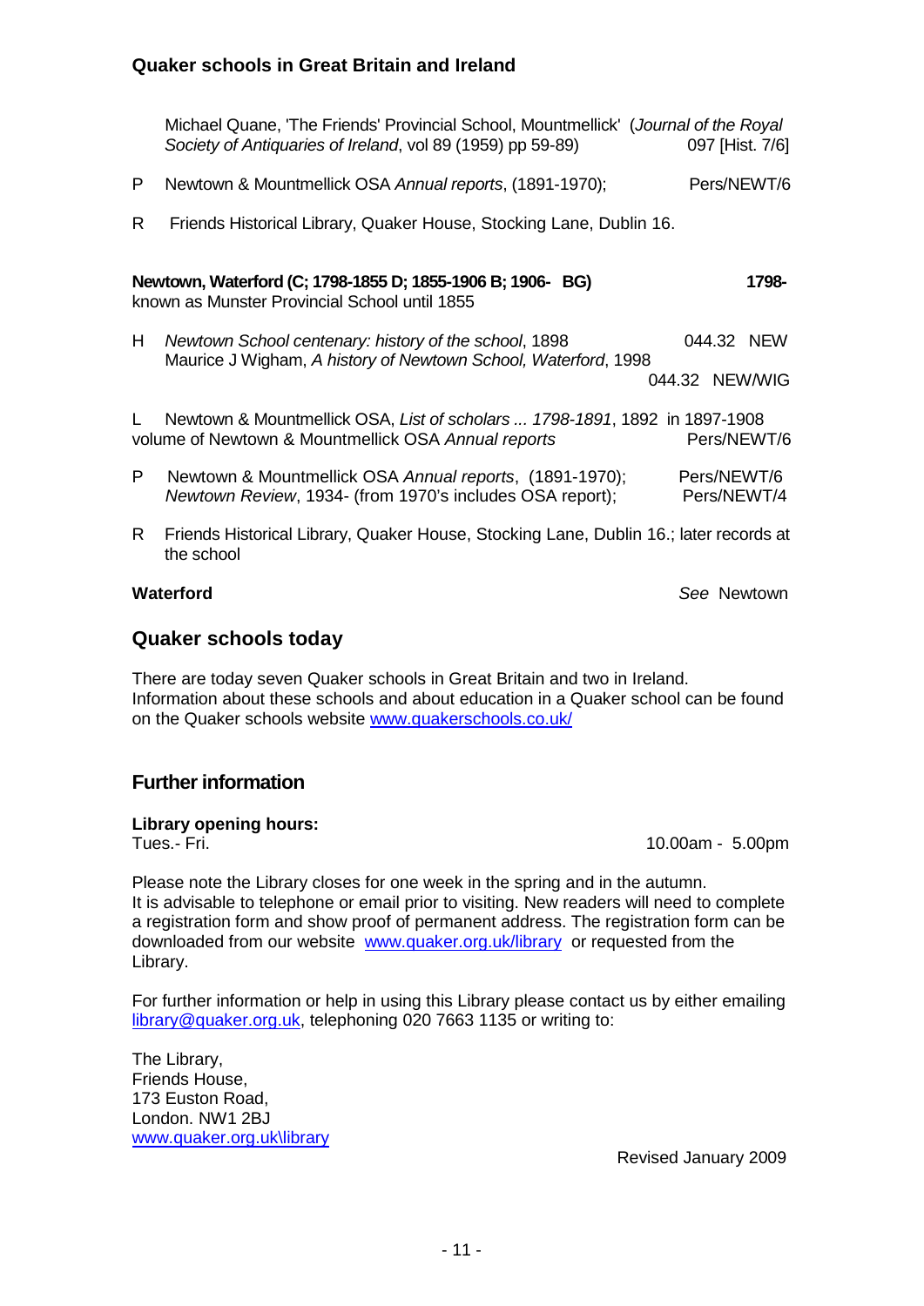Michael Quane, 'The Friends' Provincial School, Mountmellick' (*Journal of the Royal Society of Antiquaries of Ireland*, vol 89 (1959) pp 59-89) 097 [Hist. 7/6]

P Newtown & Mountmellick OSA *Annual reports*, (1891-1970); Pers/NEWT/6

R Friends Historical Library, Quaker House, Stocking Lane, Dublin 16.

**Newtown, Waterford (C; 1798-1855 D; 1855-1906 B; 1906- BG)** **1798-**
known as Munster Provincial School until 1855

H *Newtown School centenary: history of the school*, 1898 044.32 NEW
Maurice J Wigham, *A history of Newtown School, Waterford*, 1998 044.32 NEW/WIG

L Newtown & Mountmellick OSA, *List of scholars ... 1798-1891*, 1892 in 1897-1908 volume of Newtown & Mountmellick OSA *Annual reports* Pers/NEWT/6

P Newtown & Mountmellick OSA *Annual reports*, (1891-1970); Pers/NEWT/6
*Newtown Review*, 1934- (from 1970's includes OSA report); Pers/NEWT/4

R Friends Historical Library, Quaker House, Stocking Lane, Dublin 16.; later records at the school

**Waterford** *See* Newtown

## Quaker schools today

There are today seven Quaker schools in Great Britain and two in Ireland. Information about these schools and about education in a Quaker school can be found on the Quaker schools website www.quakerschools.co.uk/

## Further information

**Library opening hours:**
Tues.- Fri. 10.00am - 5.00pm

Please note the Library closes for one week in the spring and in the autumn. It is advisable to telephone or email prior to visiting. New readers will need to complete a registration form and show proof of permanent address. The registration form can be downloaded from our website www.quaker.org.uk/library or requested from the Library.

For further information or help in using this Library please contact us by either emailing library@quaker.org.uk, telephoning 020 7663 1135 or writing to:

The Library,
Friends House,
173 Euston Road,
London. NW1 2BJ
www.quaker.org.uk\library

Revised January 2009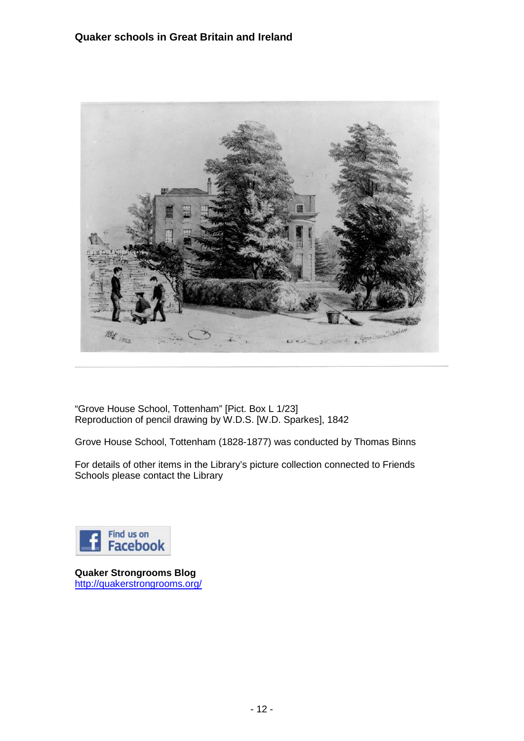"Grove House School, Tottenham" [Pict. Box L 1/23]
Reproduction of pencil drawing by W.D.S. [W.D. Sparkes], 1842

Grove House School, Tottenham (1828-1877) was conducted by Thomas Binns

For details of other items in the Library's picture collection connected to Friends Schools please contact the Library

Find us on Facebook

**Quaker Strongrooms Blog**
http://quakerstrongrooms.org/